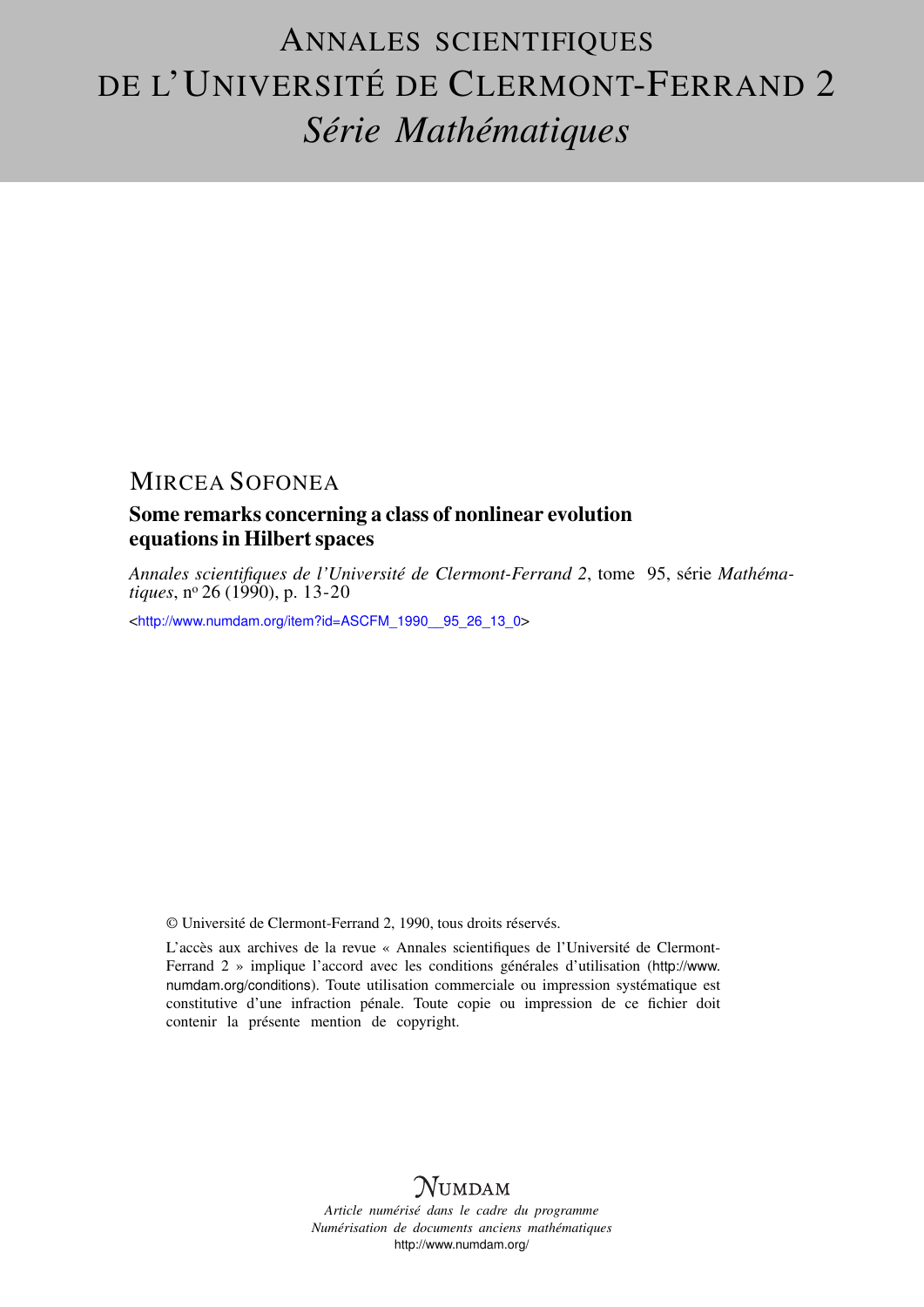# ANNALES SCIENTIFIQUES DE L'UNIVERSITÉ DE CLERMONT-FERRAND 2

## *Série Mathématiques*

MIRCEA SOFONEA

**Some remarks concerning a class of nonlinear evolution equations in Hilbert spaces**

*Annales scientifiques de l'Université de Clermont-Ferrand 2*, tome 95, série *Mathématiques*, n° 26 (1990), p. 13-20

<http://www.numdam.org/item?id=ASCFM_1990__95_26_13_0>

© Université de Clermont-Ferrand 2, 1990, tous droits réservés.

L'accès aux archives de la revue « Annales scientifiques de l'Université de Clermont-Ferrand 2 » implique l'accord avec les conditions générales d'utilisation (http://www.numdam.org/conditions). Toute utilisation commerciale ou impression systématique est constitutive d'une infraction pénale. Toute copie ou impression de ce fichier doit contenir la présente mention de copyright.

NUMDAM

*Article numérisé dans le cadre du programme*
*Numérisation de documents anciens mathématiques*
http://www.numdam.org/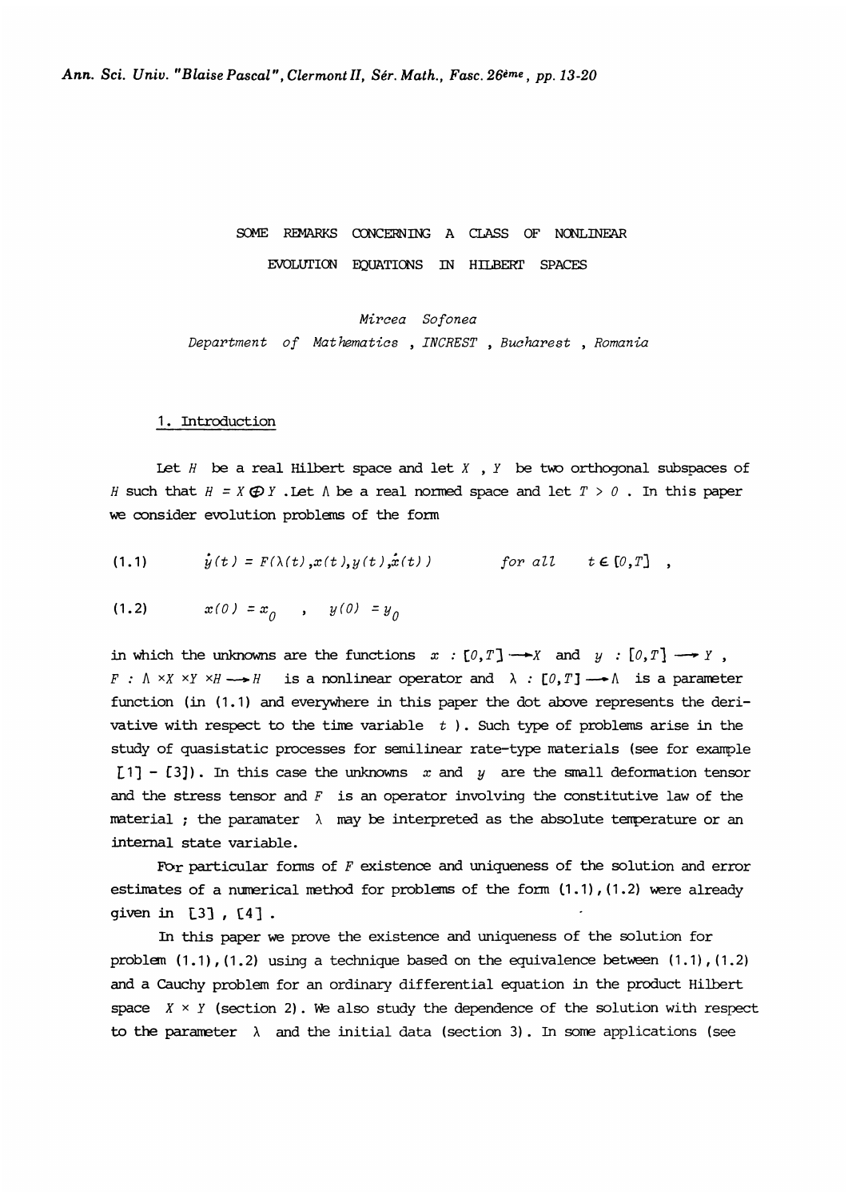SOME REMARKS CONCERNING A CLASS OF NONLINEAR EVOLUTION EQUATIONS IN HILBERT SPACES

*Mircea Sofonea*

*Department of Mathematics, INCREST, Bucharest, Romania*

## 1. Introduction

Let $H$ be a real Hilbert space and let $X$, $Y$ be two orthogonal subspaces of $H$ such that $H = X \oplus Y$. Let $\Lambda$ be a real normed space and let $T > 0$. In this paper we consider evolution problems of the form

$$(1.1) \qquad \dot{y}(t) = F(\lambda(t), x(t), y(t), \dot{x}(t)) \qquad \text{for all} \quad t \in [0,T] \,,$$

$$(1.2) \qquad x(0) = x_0 \quad , \quad y(0) = y_0$$

in which the unknowns are the functions $x : [0,T] \longrightarrow X$ and $y : [0,T] \longrightarrow Y$, $F : \Lambda \times X \times Y \times H \longrightarrow H$ is a nonlinear operator and $\lambda : [0,T] \longrightarrow \Lambda$ is a parameter function (in (1.1) and everywhere in this paper the dot above represents the derivative with respect to the time variable $t$). Such type of problems arise in the study of quasistatic processes for semilinear rate-type materials (see for example [1] - [3]). In this case the unknowns $x$ and $y$ are the small deformation tensor and the stress tensor and $F$ is an operator involving the constitutive law of the material ; the paramater $\lambda$ may be interpreted as the absolute temperature or an internal state variable.

For particular forms of $F$ existence and uniqueness of the solution and error estimates of a numerical method for problems of the form (1.1), (1.2) were already given in [3], [4].

In this paper we prove the existence and uniqueness of the solution for problem (1.1), (1.2) using a technique based on the equivalence between (1.1), (1.2) and a Cauchy problem for an ordinary differential equation in the product Hilbert space $X \times Y$ (section 2). We also study the dependence of the solution with respect to the parameter $\lambda$ and the initial data (section 3). In some applications (see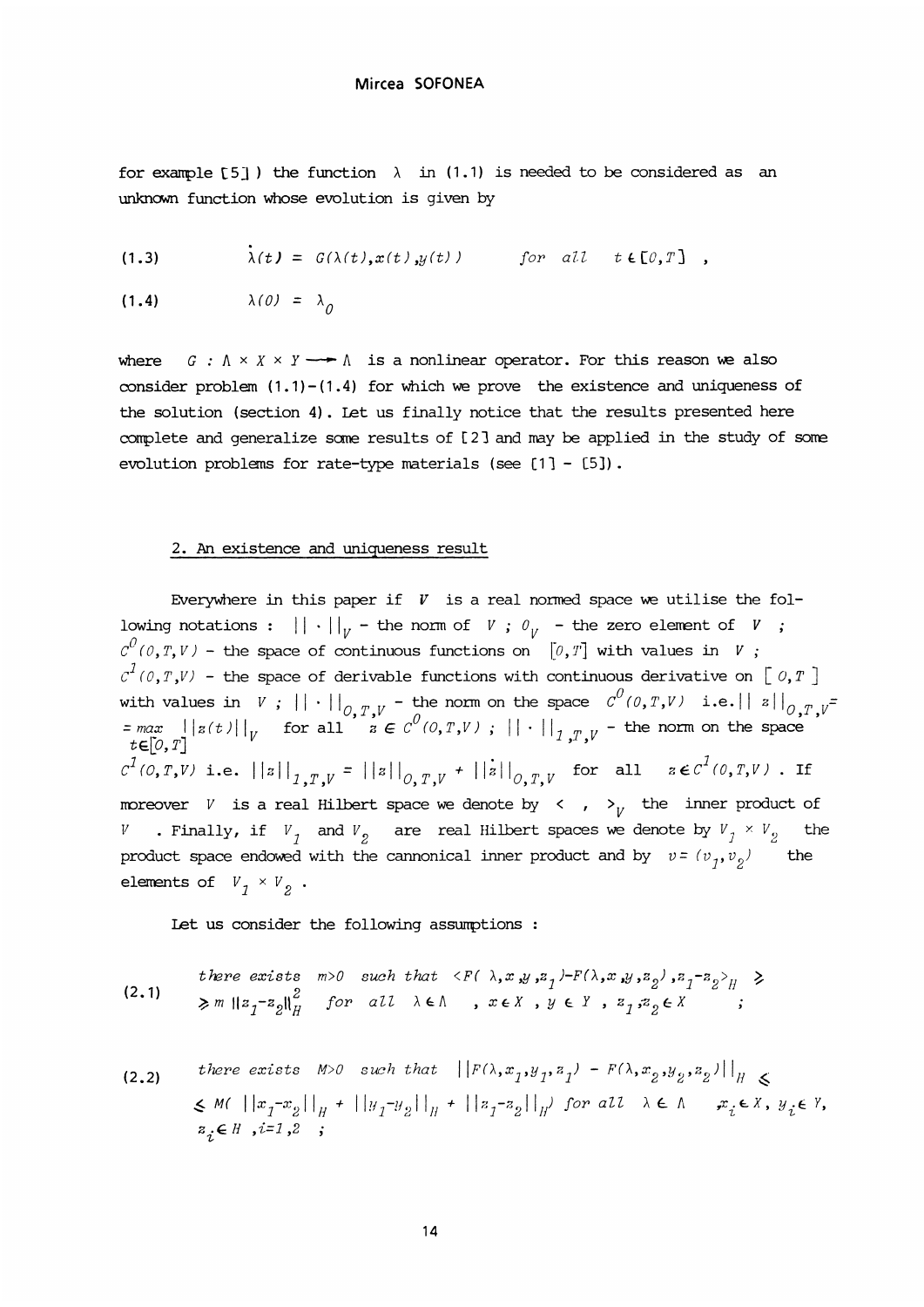for example [5] ) the function $\lambda$ in (1.1) is needed to be considered as an unknown function whose evolution is given by

$$\dot{\lambda}(t) = G(\lambda(t), x(t), y(t)) \qquad for\ all \quad t \in [0,T] \quad , \tag{1.3}$$

$$\lambda(0) = \lambda_0 \tag{1.4}$$

where $G : \Lambda \times X \times Y \longrightarrow \Lambda$ is a nonlinear operator. For this reason we also consider problem (1.1)-(1.4) for which we prove the existence and uniqueness of the solution (section 4). Let us finally notice that the results presented here complete and generalize some results of [2] and may be applied in the study of some evolution problems for rate-type materials (see [1] - [5]).

## 2. An existence and uniqueness result

Everywhere in this paper if $V$ is a real normed space we utilise the following notations : $\|\cdot\|_V$ - the norm of $V$ ; $0_V$ - the zero element of $V$ ; $C^0(0,T,V)$ - the space of continuous functions on $[0,T]$ with values in $V$ ; $C^1(0,T,V)$ - the space of derivable functions with continuous derivative on $[0,T]$ with values in $V$ ; $\|\cdot\|_{0,T,V}$ - the norm on the space $C^0(0,T,V)$ i.e. $\|z\|_{0,T,V} = \max_{t\in[0,T]} \|z(t)\|_V$ for all $z \in C^0(0,T,V)$ ; $\|\cdot\|_{1,T,V}$ - the norm on the space $C^1(0,T,V)$ i.e. $\|z\|_{1,T,V} = \|z\|_{0,T,V} + \|\dot{z}\|_{0,T,V}$ for all $z \in C^1(0,T,V)$ . If moreover $V$ is a real Hilbert space we denote by $<\ ,\ >_V$ the inner product of $V$ . Finally, if $V_1$ and $V_2$ are real Hilbert spaces we denote by $V_1 \times V_2$ the product space endowed with the cannonical inner product and by $v = (v_1, v_2)$ the elements of $V_1 \times V_2$ .

Let us consider the following assumptions :

(2.1) *there exists* $m>0$ *such that* $<F(\lambda,x,y,z_1)-F(\lambda,x,y,z_2), z_1-z_2>_H \;\geq$ $\geq m\,\|z_1-z_2\|_H^2$ *for all* $\lambda \in \Lambda$ , $x \in X$ , $y \in Y$ , $z_1, z_2 \in X$ ;

(2.2) *there exists* $M>0$ *such that* $\|F(\lambda,x_1,y_1,z_1) - F(\lambda,x_2,y_2,z_2)\|_H \leq$ $\leq M(\|x_1-x_2\|_H + \|y_1-y_2\|_H + \|z_1-z_2\|_H)$ *for all* $\lambda \in \Lambda$ , $x_i \in X$, $y_i \in Y$, $z_i \in H$ , $i=1,2$ ;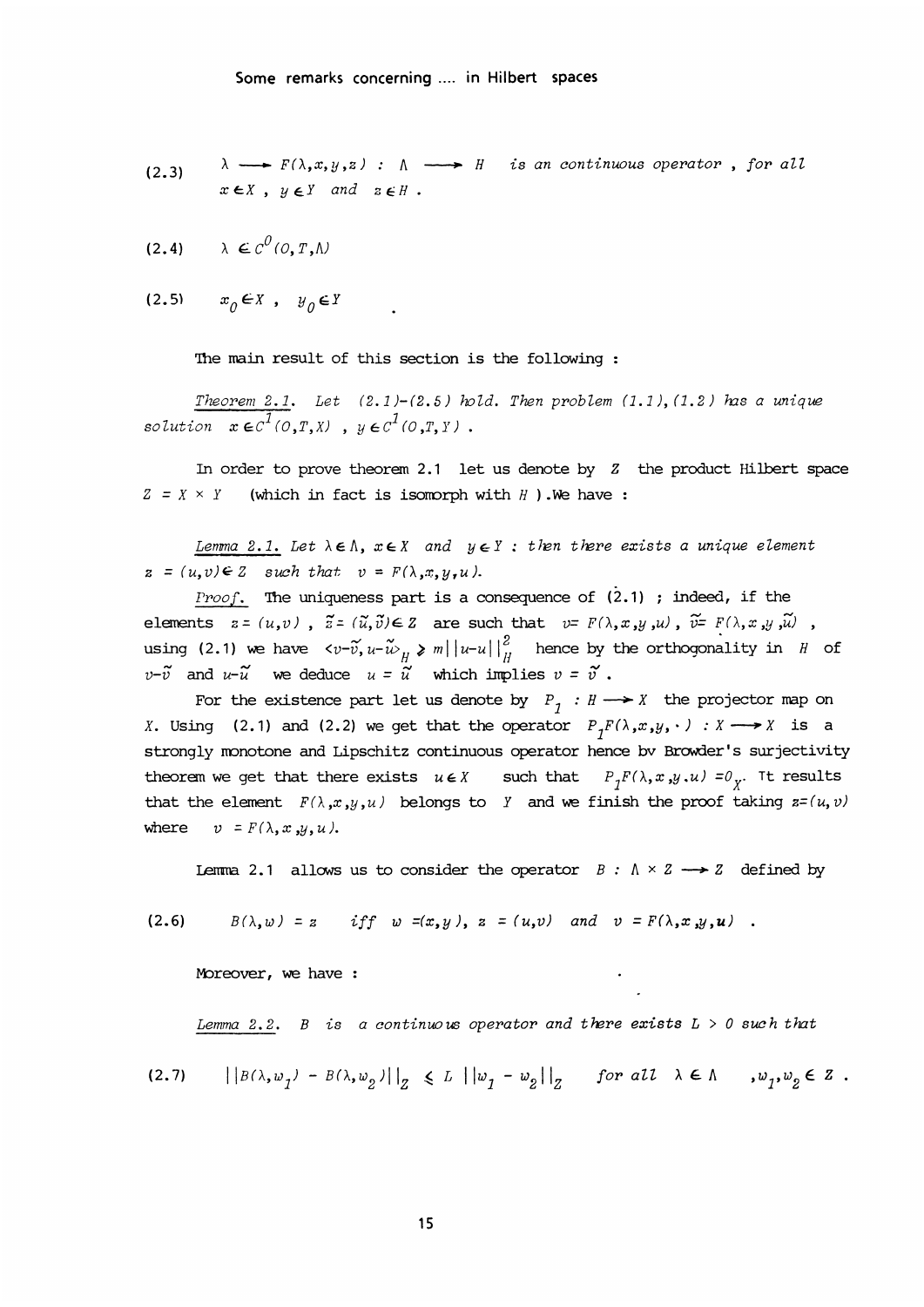(2.3) $\lambda \longrightarrow F(\lambda,x,y,z) : \Lambda \longrightarrow H$ *is an continuous operator , for all* $x \in X$ , $y \in Y$ *and* $z \in H$ .

(2.4) $\lambda \in C^0(0,T,\Lambda)$

(2.5) $x_0 \in X$ , $y_0 \in Y$ .

The main result of this section is the following :

*Theorem 2.1.* *Let (2.1)-(2.5) hold. Then problem (1.1),(1.2) has a unique solution* $x \in C^1(0,T,X)$ , $y \in C^1(0,T,Y)$ .

In order to prove theorem 2.1 let us denote by $Z$ the product Hilbert space $Z = X \times Y$ (which in fact is isomorph with $H$ ). We have :

*Lemma 2.1.* *Let* $\lambda \in \Lambda$, $x \in X$ *and* $y \in Y$ *: then there exists a unique element* $z = (u,v) \in Z$ *such that* $v = F(\lambda,x,y,u)$.

*Proof.* The uniqueness part is a consequence of (2.1) ; indeed, if the elements $z = (u,v)$ , $\tilde{z} = (\tilde{u},\tilde{v}) \in Z$ are such that $v = F(\lambda,x,y,u)$ , $\tilde{v} = F(\lambda,x,y,\tilde{u})$ , using (2.1) we have $\langle v-\tilde{v}, u-\tilde{u}\rangle_H \geqslant m||u-u||_H^2$ hence by the orthogonality in $H$ of $v-\tilde{v}$ and $u-\tilde{u}$ we deduce $u = \tilde{u}$ which implies $v = \tilde{v}$ .

For the existence part let us denote by $P_1 : H \longrightarrow X$ the projector map on $X$. Using (2.1) and (2.2) we get that the operator $P_1 F(\lambda,x,y,\cdot) : X \longrightarrow X$ is a strongly monotone and Lipschitz continuous operator hence bv Browder's surjectivity theorem we get that there exists $u \in X$ such that $P_1 F(\lambda,x,y.u) = 0_X$. Tt results that the element $F(\lambda,x,y,u)$ belongs to $Y$ and we finish the proof taking $z=(u,v)$ where $v = F(\lambda,x,y,u)$.

Lemma 2.1 allows us to consider the operator $B : \Lambda \times Z \longrightarrow Z$ defined by

(2.6) $$B(\lambda,w) = z \quad \textit{iff} \quad w = (x,y),\ z = (u,v) \ \textit{ and } \ v = F(\lambda,x,y,u) \ .$$

Moreover, we have :

*Lemma 2.2.* $B$ *is a continuous operator and there exists* $L > 0$ *such that*

(2.7) $$||B(\lambda,w_1) - B(\lambda,w_2)||_Z \leqslant L\ ||w_1 - w_2||_Z \qquad \textit{for all } \lambda \in \Lambda \quad , w_1,w_2 \in Z \ .$$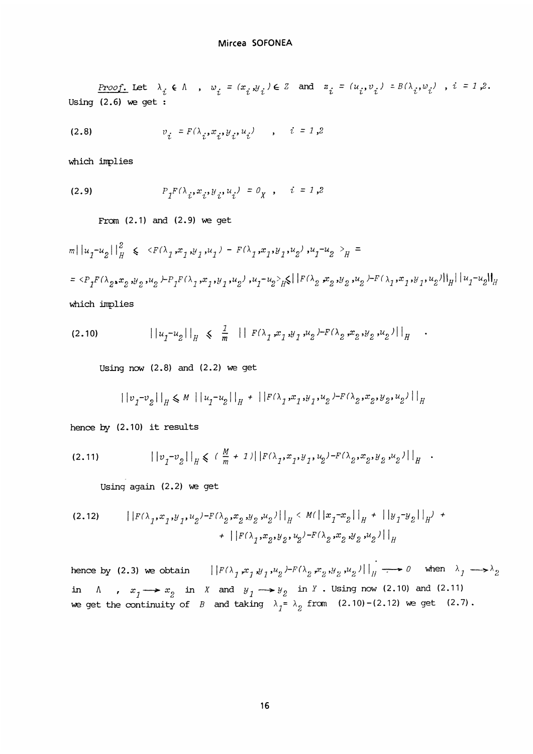*Proof.* Let $\lambda_i \in \Lambda$ , $w_i = (x_i, y_i) \in Z$ and $z_i = (u_i, v_i) = B(\lambda_i, w_i)$ , $i = 1,2$. Using (2.6) we get :

$$v_i = F(\lambda_i, x_i, y_i, u_i) \quad , \quad i = 1,2 \tag{2.8}$$

which implies

$$P_1 F(\lambda_i, x_i, y_i, u_i) = 0_X \quad , \quad i = 1,2 \tag{2.9}$$

From (2.1) and (2.9) we get

$$m\|u_1-u_2\|_H^2 \leqslant \langle F(\lambda_1, x_1, y_1, u_1) - F(\lambda_1, x_1, y_1, u_2), u_1-u_2 \rangle_H =$$

$$= \langle P_1 F(\lambda_2, x_2, y_2, u_2) - P_1 F(\lambda_1, x_1, y_1, u_2), u_1-u_2 \rangle_H \leqslant \|F(\lambda_2, x_2, y_2, u_2) - F(\lambda_1, x_1, y_1, u_2)\|_H \|u_1-u_2\|_H$$

which implies

$$\|u_1-u_2\|_H \leqslant \frac{1}{m} \|F(\lambda_1, x_1, y_1, u_2) - F(\lambda_2, x_2, y_2, u_2)\|_H \quad . \tag{2.10}$$

Using now (2.8) and (2.2) we get

$$\|v_1-v_2\|_H \leqslant M \|u_1-u_2\|_H + \|F(\lambda_1, x_1, y_1, u_2) - F(\lambda_2, x_2, y_2, u_2)\|_H$$

hence by (2.10) it results

$$\|v_1-v_2\|_H \leqslant \left(\frac{M}{m} + 1\right) \|F(\lambda_1, x_1, y_1, u_2) - F(\lambda_2, x_2, y_2, u_2)\|_H \quad . \tag{2.11}$$

Using again (2.2) we get

$$\|F(\lambda_1, x_1, y_1, u_2) - F(\lambda_2, x_2, y_2, u_2)\|_H < M(\|x_1-x_2\|_H + \|y_1-y_2\|_H) + \\ + \|F(\lambda_1, x_2, y_2, u_2) - F(\lambda_2, x_2, y_2, u_2)\|_H \tag{2.12}$$

hence by (2.3) we obtain $\|F(\lambda_1, x_1, y_1, u_2) - F(\lambda_2, x_2, y_2, u_2)\|_H \longrightarrow 0$ when $\lambda_1 \longrightarrow \lambda_2$ in $\Lambda$ , $x_1 \longrightarrow x_2$ in $X$ and $y_1 \longrightarrow y_2$ in $Y$ . Using now (2.10) and (2.11) we get the continuity of $B$ and taking $\lambda_1 = \lambda_2$ from (2.10)-(2.12) we get (2.7).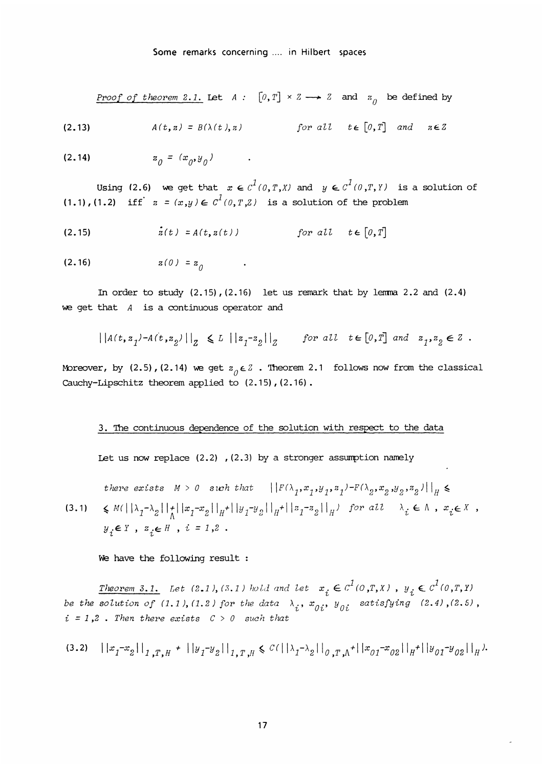*Proof of theorem 2.1.* Let $A : [0,T] \times Z \longrightarrow Z$ and $z_0$ be defined by

$$A(t,z) = B(\lambda(t),z) \qquad \text{for all} \quad t \in [0,T] \quad \text{and} \quad z \in Z \tag{2.13}$$

$$z_0 = (x_0, y_0) \qquad . \tag{2.14}$$

Using (2.6) we get that $x \in C^1(0,T,X)$ and $y \in C^1(0,T,Y)$ is a solution of (1.1),(1.2) iff $z = (x,y) \in C^1(0,T,Z)$ is a solution of the problem

$$\dot{z}(t) = A(t,z(t)) \qquad \text{for all} \quad t \in [0,T] \tag{2.15}$$

$$z(0) = z_0 \qquad . \tag{2.16}$$

In order to study (2.15),(2.16) let us remark that by lemma 2.2 and (2.4) we get that $A$ is a continuous operator and

$$||A(t,z_1) - A(t,z_2)||_Z \leqslant L\ ||z_1 - z_2||_Z \qquad \text{for all} \quad t \in [0,T] \text{ and } z_1,z_2 \in Z \ .$$

Moreover, by (2.5),(2.14) we get $z_0 \in Z$ . Theorem 2.1 follows now from the classical Cauchy-Lipschitz theorem applied to (2.15),(2.16).

## 3. The continuous dependence of the solution with respect to the data

Let us now replace (2.2) ,(2.3) by a stronger assumption namely

$$\begin{aligned} &\textit{there exists } M > 0 \textit{ such that } \quad ||F(\lambda_1,x_1,y_1,z_1) - F(\lambda_2,x_2,y_2,z_2)||_H \leqslant \\ &\leqslant M(||\lambda_1-\lambda_2||_\Lambda + ||x_1-x_2||_H + ||y_1-y_2||_H + ||z_1-z_2||_H) \quad \textit{for all} \quad \lambda_i \in \Lambda \ , \ x_i \in X \ , \\ &y_i \in Y \ , \ z_i \in H \ , \ i = 1,2 \ . \end{aligned} \tag{3.1}$$

We have the following result :

*Theorem 3.1. Let (2.1),(3.1) hold and let $x_i \in C^1(0,T,X)$ , $y_i \in C^1(0,T,Y)$ be the solution of (1.1),(1.2) for the data $\lambda_i$, $x_{0i}$, $y_{0i}$ satisfying (2.4),(2.5), $i = 1,2$ . Then there exists $C > 0$ such that*

$$||x_1-x_2||_{1,T,H} + ||y_1-y_2||_{1,T,H} \leqslant C(||\lambda_1-\lambda_2||_{0,T,\Lambda} + ||x_{01}-x_{02}||_H + ||y_{01}-y_{02}||_H). \tag{3.2}$$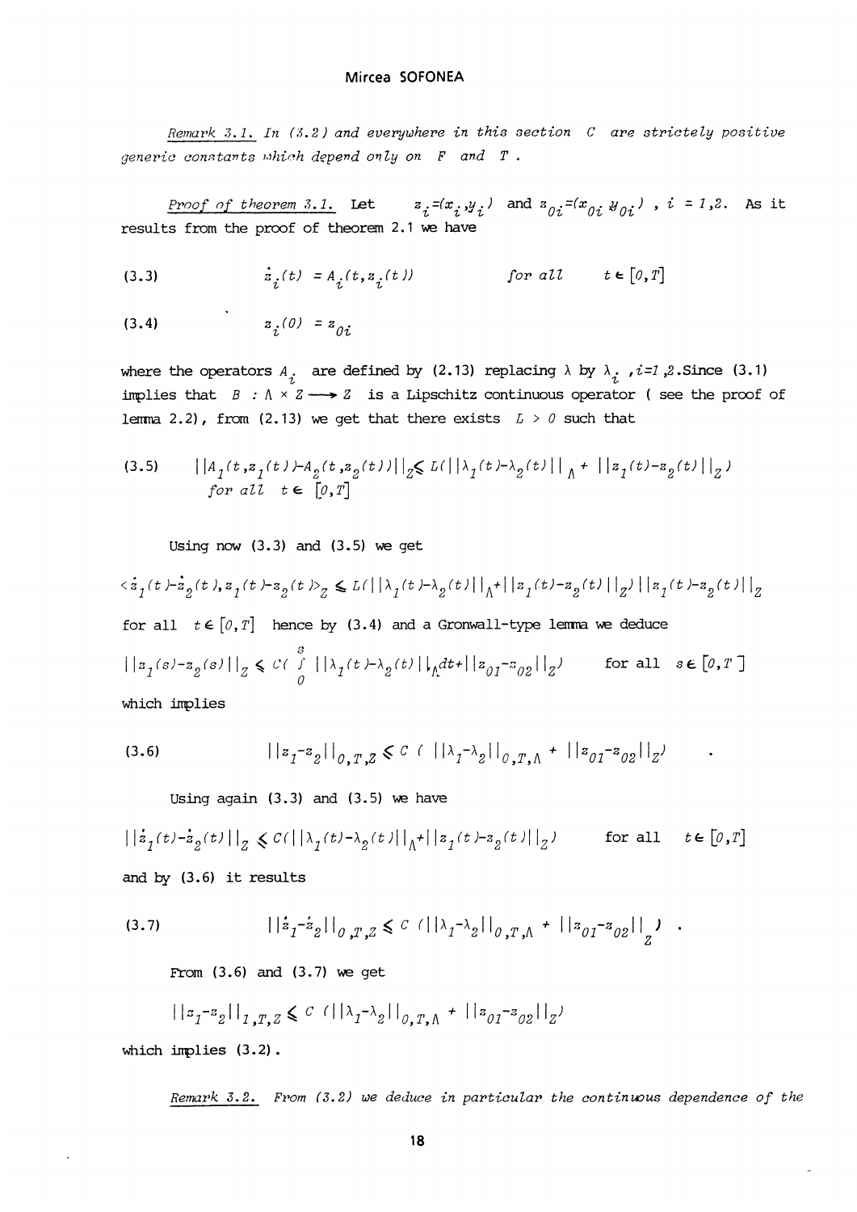*Remark 3.1. In (3.2) and everywhere in this section $C$ are strictely positive generic constants which depend only on $F$ and $T$.*

*Proof of theorem 3.1.* Let $z_i=(x_i,y_i)$ and $z_{0i}=(x_{0i},y_{0i})$, $i=1,2$. As it results from the proof of theorem 2.1 we have

$$\dot{z}_i(t) = A_i(t,z_i(t)) \qquad \textit{for all} \quad t \in [0,T] \tag{3.3}$$

$$z_i(0) = z_{0i} \tag{3.4}$$

where the operators $A_i$ are defined by (2.13) replacing $\lambda$ by $\lambda_i$, $i=1,2$. Since (3.1) implies that $B : \Lambda \times Z \longrightarrow Z$ is a Lipschitz continuous operator ( see the proof of lemma 2.2), from (2.13) we get that there exists $L > 0$ such that

$$||A_1(t,z_1(t))-A_2(t,z_2(t))||_Z \leqslant L(||\lambda_1(t)-\lambda_2(t)||_\Lambda + ||z_1(t)-z_2(t)||_Z) \tag{3.5}$$
$$\textit{for all} \quad t \in [0,T]$$

Using now (3.3) and (3.5) we get

$$<\dot{z}_1(t)-\dot{z}_2(t), z_1(t)-z_2(t)>_Z \leqslant L(||\lambda_1(t)-\lambda_2(t)||_\Lambda + ||z_1(t)-z_2(t)||_Z)\,||z_1(t)-z_2(t)||_Z$$

for all $t \in [0,T]$ hence by (3.4) and a Gronwall-type lemma we deduce

$$||z_1(s)-z_2(s)||_Z \leqslant C\left(\int_0^s ||\lambda_1(t)-\lambda_2(t)||_\Lambda dt + ||z_{01}-z_{02}||_Z\right) \qquad \text{for all} \quad s \in [0,T]$$

which implies

$$||z_1-z_2||_{0,T,Z} \leqslant C\,(\,||\lambda_1-\lambda_2||_{0,T,\Lambda} + ||z_{01}-z_{02}||_Z) \tag{3.6}$$

Using again (3.3) and (3.5) we have

$$||\dot{z}_1(t)-\dot{z}_2(t)||_Z \leqslant C(||\lambda_1(t)-\lambda_2(t)||_\Lambda + ||z_1(t)-z_2(t)||_Z) \qquad \text{for all} \quad t \in [0,T]$$

and by (3.6) it results

$$||\dot{z}_1-\dot{z}_2||_{0,T,Z} \leqslant C\,(||\lambda_1-\lambda_2||_{0,T,\Lambda} + ||z_{01}-z_{02}||_Z) \,. \tag{3.7}$$

From (3.6) and (3.7) we get

$$||z_1-z_2||_{1,T,Z} \leqslant C\,(||\lambda_1-\lambda_2||_{0,T,\Lambda} + ||z_{01}-z_{02}||_Z)$$

which implies (3.2).

*Remark 3.2. From (3.2) we deduce in particular the continuous dependence of the*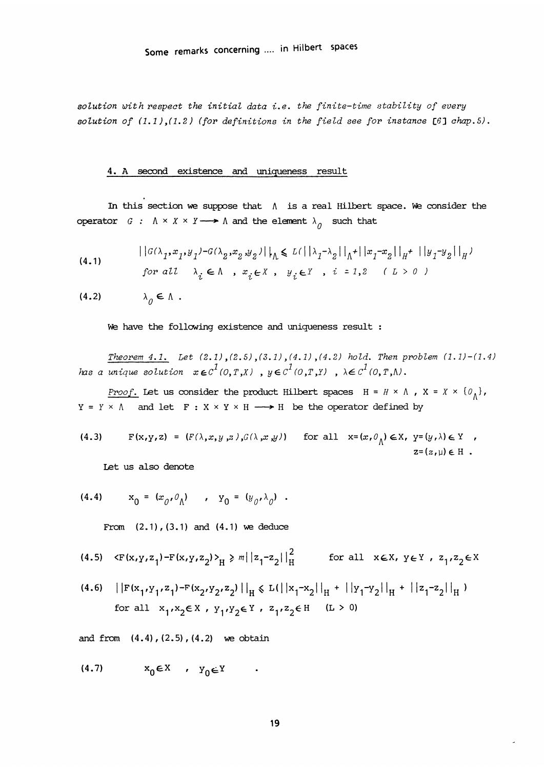*solution with respect the initial data i.e. the finite-time stability of every solution of (1.1),(1.2) (for definitions in the field see for instance [6] chap.5).*

## 4. A second existence and uniqueness result

In this section we suppose that $\Lambda$ is a real Hilbert space. We consider the operator $G : \Lambda \times X \times Y \longrightarrow \Lambda$ and the element $\lambda_0$ such that

$$\|G(\lambda_1,x_1,y_1)-G(\lambda_2,x_2,y_2)\|_\Lambda \leqslant L(\|\lambda_1-\lambda_2\|_\Lambda+\|x_1-x_2\|_H+\|y_1-y_2\|_H) \tag{4.1}$$
$$\text{for all} \quad \lambda_i \in \Lambda \ , \ x_i \in X \ , \ y_i \in Y \ , \ i = 1,2 \quad (L > 0)$$

$$\lambda_0 \in \Lambda \ . \tag{4.2}$$

We have the following existence and uniqueness result :

*Theorem 4.1. Let (2.1),(2.5),(3.1),(4.1),(4.2) hold. Then problem (1.1)-(1.4) has a unique solution* $x \in C^1(0,T,X)$ , $y \in C^1(0,T,Y)$ , $\lambda \in C^1(0,T,\Lambda)$.

*Proof.* Let us consider the product Hilbert spaces $\mathrm{H} = H \times \Lambda$ , $\mathrm{X} = X \times \{0_\Lambda\}$, $\mathrm{Y} = Y \times \Lambda$ and let $\mathrm{F} : \mathrm{X} \times \mathrm{Y} \times \mathrm{H} \longrightarrow \mathrm{H}$ be the operator defined by

$$\mathrm{F}(\mathrm{x},\mathrm{y},\mathrm{z}) = (F(\lambda,x,y,z),G(\lambda,x,y)) \quad \text{for all} \quad \mathrm{x}=(x,0_\Lambda) \in \mathrm{X},\ \mathrm{y}=(y,\lambda) \in \mathrm{Y} \ , \ \mathrm{z}=(z,\mu) \in \mathrm{H} \ . \tag{4.3}$$

Let us also denote

$$\mathrm{x}_0 = (x_0,0_\Lambda) \quad , \quad \mathrm{y}_0 = (y_0,\lambda_0) \ . \tag{4.4}$$

From (2.1),(3.1) and (4.1) we deduce

$$\langle \mathrm{F}(\mathrm{x},\mathrm{y},\mathrm{z}_1)-\mathrm{F}(\mathrm{x},\mathrm{y},\mathrm{z}_2)\rangle_{\mathrm{H}} \geqslant m\|\mathrm{z}_1-\mathrm{z}_2\|_{\mathrm{H}}^2 \qquad \text{for all} \quad \mathrm{x}\in\mathrm{X},\ \mathrm{y}\in\mathrm{Y} \ , \ \mathrm{z}_1,\mathrm{z}_2\in\mathrm{X} \tag{4.5}$$

$$\|\mathrm{F}(\mathrm{x}_1,\mathrm{y}_1,\mathrm{z}_1)-\mathrm{F}(\mathrm{x}_2,\mathrm{y}_2,\mathrm{z}_2)\|_{\mathrm{H}} \leqslant L(\|\mathrm{x}_1-\mathrm{x}_2\|_{\mathrm{H}} + \|\mathrm{y}_1-\mathrm{y}_2\|_{\mathrm{H}} + \|\mathrm{z}_1-\mathrm{z}_2\|_{\mathrm{H}}) \tag{4.6}$$
$$\text{for all} \quad \mathrm{x}_1,\mathrm{x}_2\in\mathrm{X} \ , \ \mathrm{y}_1,\mathrm{y}_2\in\mathrm{Y} \ , \ \mathrm{z}_1,\mathrm{z}_2\in\mathrm{H} \quad (L > 0)$$

and from (4.4),(2.5),(4.2) we obtain

$$\mathrm{x}_0\in\mathrm{X} \quad , \quad \mathrm{y}_0\in\mathrm{Y} \quad . \tag{4.7}$$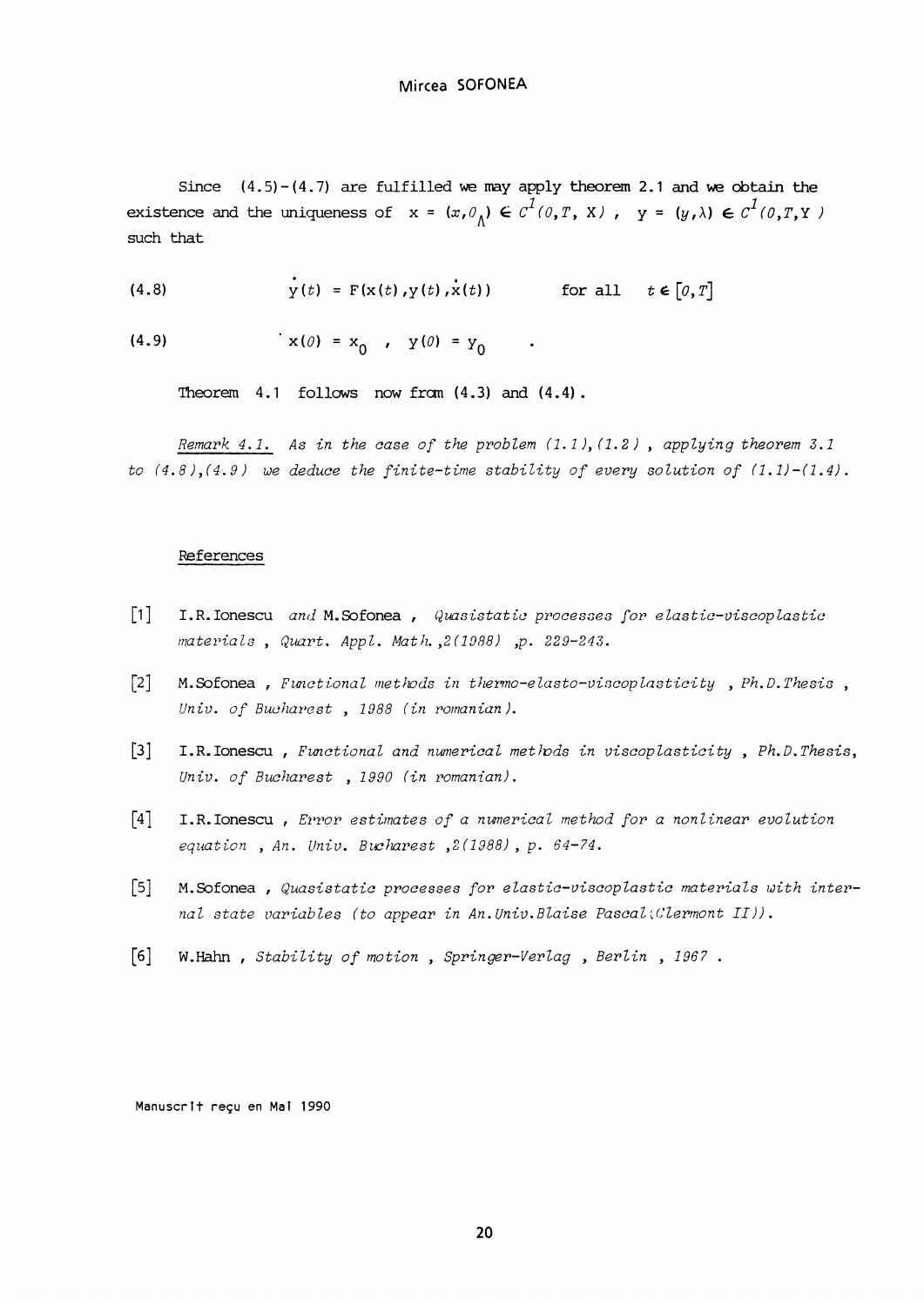Since (4.5)-(4.7) are fulfilled we may apply theorem 2.1 and we obtain the existence and the uniqueness of $\mathrm{x} = (x, 0_\Lambda) \in C^1(0,T,\mathrm{X})$ , $\mathrm{y} = (y,\lambda) \in C^1(0,T,\mathrm{Y})$ such that

$$\dot{\mathrm{y}}(t) = F(\mathrm{x}(t),\mathrm{y}(t),\dot{\mathrm{x}}(t)) \qquad \text{for all} \quad t \in [0,T] \tag{4.8}$$

$$\mathrm{x}(0) = \mathrm{x}_0 \ , \quad \mathrm{y}(0) = \mathrm{y}_0 \ . \tag{4.9}$$

Theorem 4.1 follows now from (4.3) and (4.4).

*Remark 4.1. As in the case of the problem (1.1),(1.2), applying theorem 3.1 to (4.8),(4.9) we deduce the finite-time stability of every solution of (1.1)-(1.4).*

## References

[1] I.R. Ionescu *and* M. Sofonea, *Quasistatic processes for elastic-viscoplastic materials*, *Quart. Appl. Math.*, 2(1988), p. 229-243.

[2] M. Sofonea, *Functional methods in thermo-elasto-viscoplasticity*, *Ph.D. Thesis*, *Univ. of Bucharest*, 1988 (in romanian).

[3] I.R. Ionescu, *Functional and numerical methods in viscoplasticity*, *Ph.D. Thesis*, *Univ. of Bucharest*, 1990 (in romanian).

[4] I.R. Ionescu, *Error estimates of a numerical method for a nonlinear evolution equation*, *An. Univ. Bucharest*, 2(1988), p. 64-74.

[5] M. Sofonea, *Quasistatic processes for elastic-viscoplastic materials with internal state variables (to appear in An. Univ. Blaise Pascal (Clermont II))*.

[6] W. Hahn, *Stability of motion*, *Springer-Verlag*, *Berlin*, 1967.

Manuscrit reçu en Mai 1990